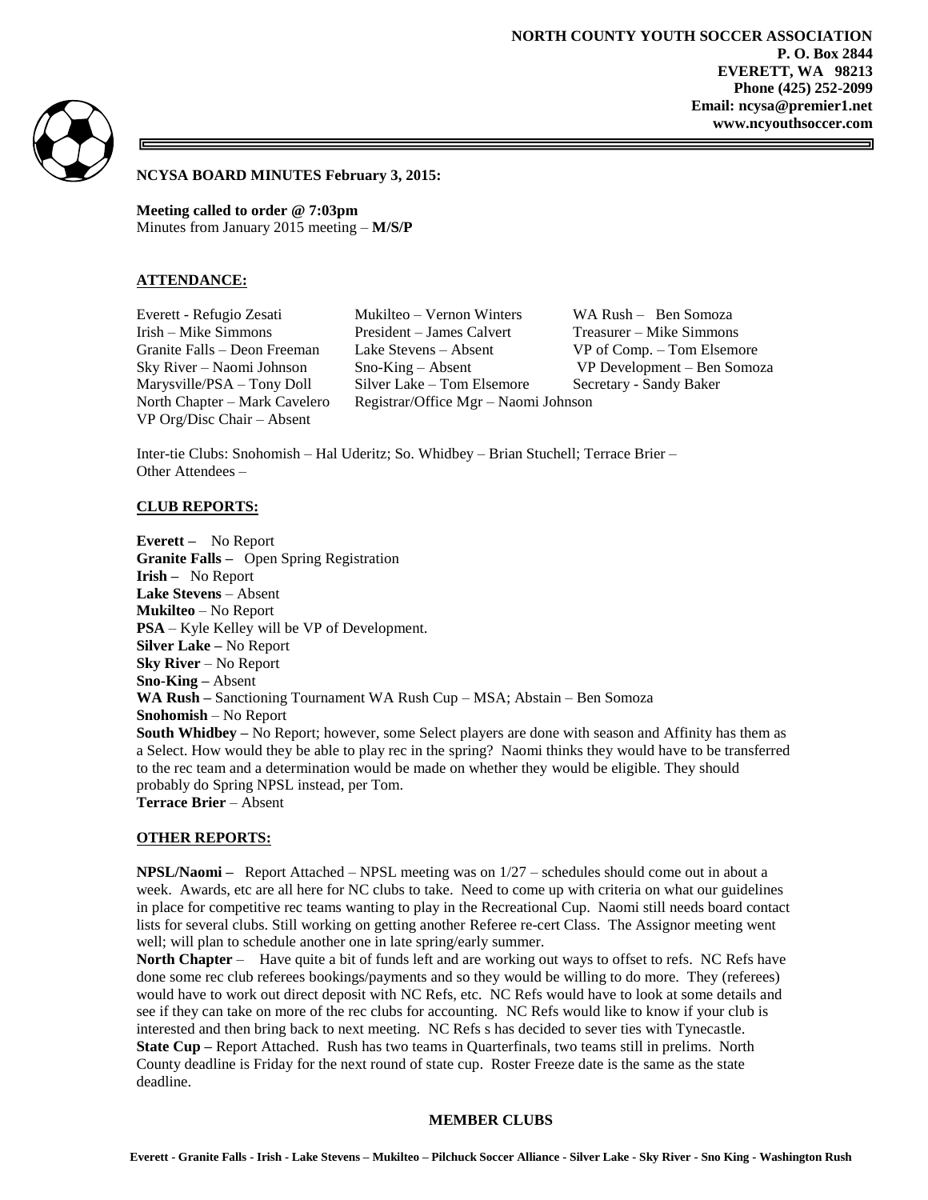**NORTH COUNTY YOUTH SOCCER ASSOCIATION**
**P. O. Box 2844**
**EVERETT, WA 98213**
**Phone (425) 252-2099**
**Email: ncysa@premier1.net**
**www.ncyouthsoccer.com**

**NCYSA BOARD MINUTES February 3, 2015:**

**Meeting called to order @ 7:03pm**
Minutes from January 2015 meeting – **M/S/P**

## ATTENDANCE:

Everett - Refugio Zesati
Irish – Mike Simmons
Granite Falls – Deon Freeman
Sky River – Naomi Johnson
Marysville/PSA – Tony Doll
North Chapter – Mark Cavelero
VP Org/Disc Chair – Absent
Mukilteo – Vernon Winters
President – James Calvert
Lake Stevens – Absent
Sno-King – Absent
Silver Lake – Tom Elsemore
Registrar/Office Mgr – Naomi Johnson
WA Rush – Ben Somoza
Treasurer – Mike Simmons
VP of Comp. – Tom Elsemore
VP Development – Ben Somoza
Secretary - Sandy Baker

Inter-tie Clubs: Snohomish – Hal Uderitz; So. Whidbey – Brian Stuchell; Terrace Brier –
Other Attendees –

## CLUB REPORTS:

**Everett –** No Report
**Granite Falls –** Open Spring Registration
**Irish –** No Report
**Lake Stevens** – Absent
**Mukilteo** – No Report
**PSA** – Kyle Kelley will be VP of Development.
**Silver Lake –** No Report
**Sky River** – No Report
**Sno-King –** Absent
**WA Rush –** Sanctioning Tournament WA Rush Cup – MSA; Abstain – Ben Somoza
**Snohomish** – No Report
**South Whidbey –** No Report; however, some Select players are done with season and Affinity has them as a Select. How would they be able to play rec in the spring? Naomi thinks they would have to be transferred to the rec team and a determination would be made on whether they would be eligible. They should probably do Spring NPSL instead, per Tom.
**Terrace Brier** – Absent

## OTHER REPORTS:

**NPSL/Naomi –** Report Attached – NPSL meeting was on 1/27 – schedules should come out in about a week. Awards, etc are all here for NC clubs to take. Need to come up with criteria on what our guidelines in place for competitive rec teams wanting to play in the Recreational Cup. Naomi still needs board contact lists for several clubs. Still working on getting another Referee re-cert Class. The Assignor meeting went well; will plan to schedule another one in late spring/early summer.
**North Chapter** – Have quite a bit of funds left and are working out ways to offset to refs. NC Refs have done some rec club referees bookings/payments and so they would be willing to do more. They (referees) would have to work out direct deposit with NC Refs, etc. NC Refs would have to look at some details and see if they can take on more of the rec clubs for accounting. NC Refs would like to know if your club is interested and then bring back to next meeting. NC Refs s has decided to sever ties with Tynecastle.
**State Cup –** Report Attached. Rush has two teams in Quarterfinals, two teams still in prelims. North County deadline is Friday for the next round of state cup. Roster Freeze date is the same as the state deadline.

**MEMBER CLUBS**

**Everett - Granite Falls - Irish - Lake Stevens – Mukilteo – Pilchuck Soccer Alliance - Silver Lake - Sky River - Sno King - Washington Rush**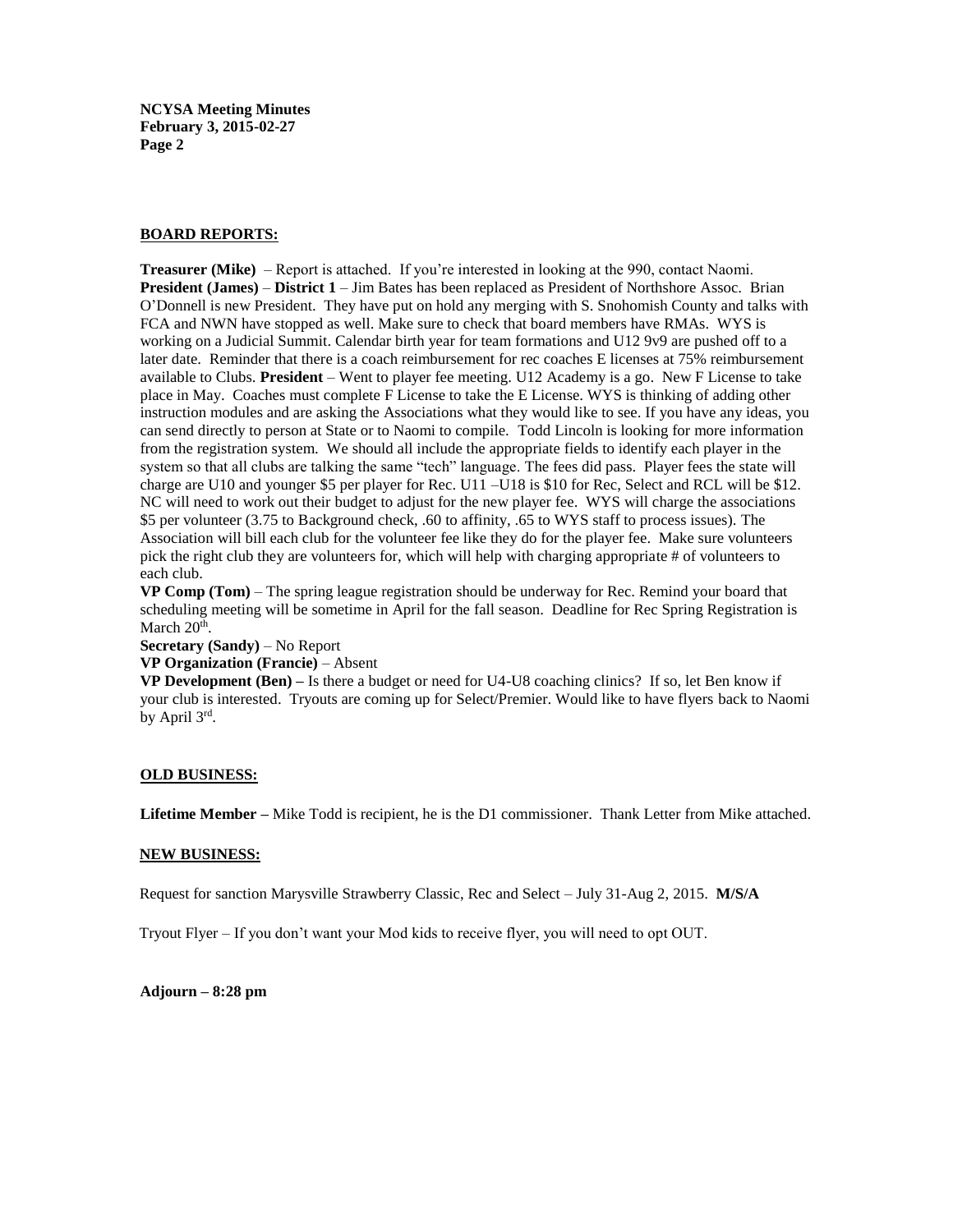**BOARD REPORTS:**

**Treasurer (Mike)** – Report is attached. If you're interested in looking at the 990, contact Naomi.
**President (James)** – **District 1** – Jim Bates has been replaced as President of Northshore Assoc. Brian O'Donnell is new President. They have put on hold any merging with S. Snohomish County and talks with FCA and NWN have stopped as well. Make sure to check that board members have RMAs. WYS is working on a Judicial Summit. Calendar birth year for team formations and U12 9v9 are pushed off to a later date. Reminder that there is a coach reimbursement for rec coaches E licenses at 75% reimbursement available to Clubs. **President** – Went to player fee meeting. U12 Academy is a go. New F License to take place in May. Coaches must complete F License to take the E License. WYS is thinking of adding other instruction modules and are asking the Associations what they would like to see. If you have any ideas, you can send directly to person at State or to Naomi to compile. Todd Lincoln is looking for more information from the registration system. We should all include the appropriate fields to identify each player in the system so that all clubs are talking the same "tech" language. The fees did pass. Player fees the state will charge are U10 and younger $5 per player for Rec. U11 –U18 is $10 for Rec, Select and RCL will be $12. NC will need to work out their budget to adjust for the new player fee. WYS will charge the associations $5 per volunteer (3.75 to Background check, .60 to affinity, .65 to WYS staff to process issues). The Association will bill each club for the volunteer fee like they do for the player fee. Make sure volunteers pick the right club they are volunteers for, which will help with charging appropriate # of volunteers to each club.
**VP Comp (Tom)** – The spring league registration should be underway for Rec. Remind your board that scheduling meeting will be sometime in April for the fall season. Deadline for Rec Spring Registration is March 20th.
**Secretary (Sandy)** – No Report
**VP Organization (Francie)** – Absent
**VP Development (Ben) –** Is there a budget or need for U4-U8 coaching clinics? If so, let Ben know if your club is interested. Tryouts are coming up for Select/Premier. Would like to have flyers back to Naomi by April 3rd.

**OLD BUSINESS:**

**Lifetime Member –** Mike Todd is recipient, he is the D1 commissioner. Thank Letter from Mike attached.

**NEW BUSINESS:**

Request for sanction Marysville Strawberry Classic, Rec and Select – July 31-Aug 2, 2015. **M/S/A**

Tryout Flyer – If you don't want your Mod kids to receive flyer, you will need to opt OUT.

**Adjourn – 8:28 pm**